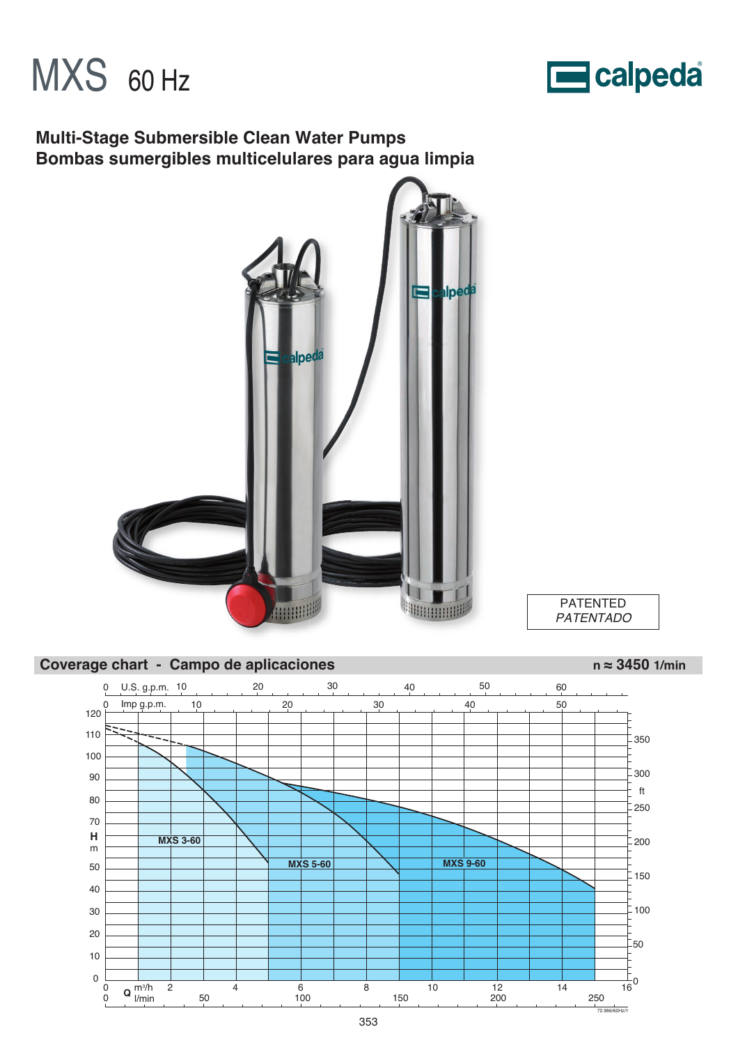# MXS 60 Hz

calpeda

**Multi-Stage Submersible Clean Water Pumps**
**Bombas sumergibles multicelulares para agua limpia**

PATENTED
*PATENTADO*

## Coverage chart - Campo de aplicaciones

n ≈ 3450 1/min

MXS 3-60

MXS 5-60

MXS 9-60

H m

Q m³/h l/min

U.S. g.p.m.

Imp g.p.m.

ft

72.986/60Hz/1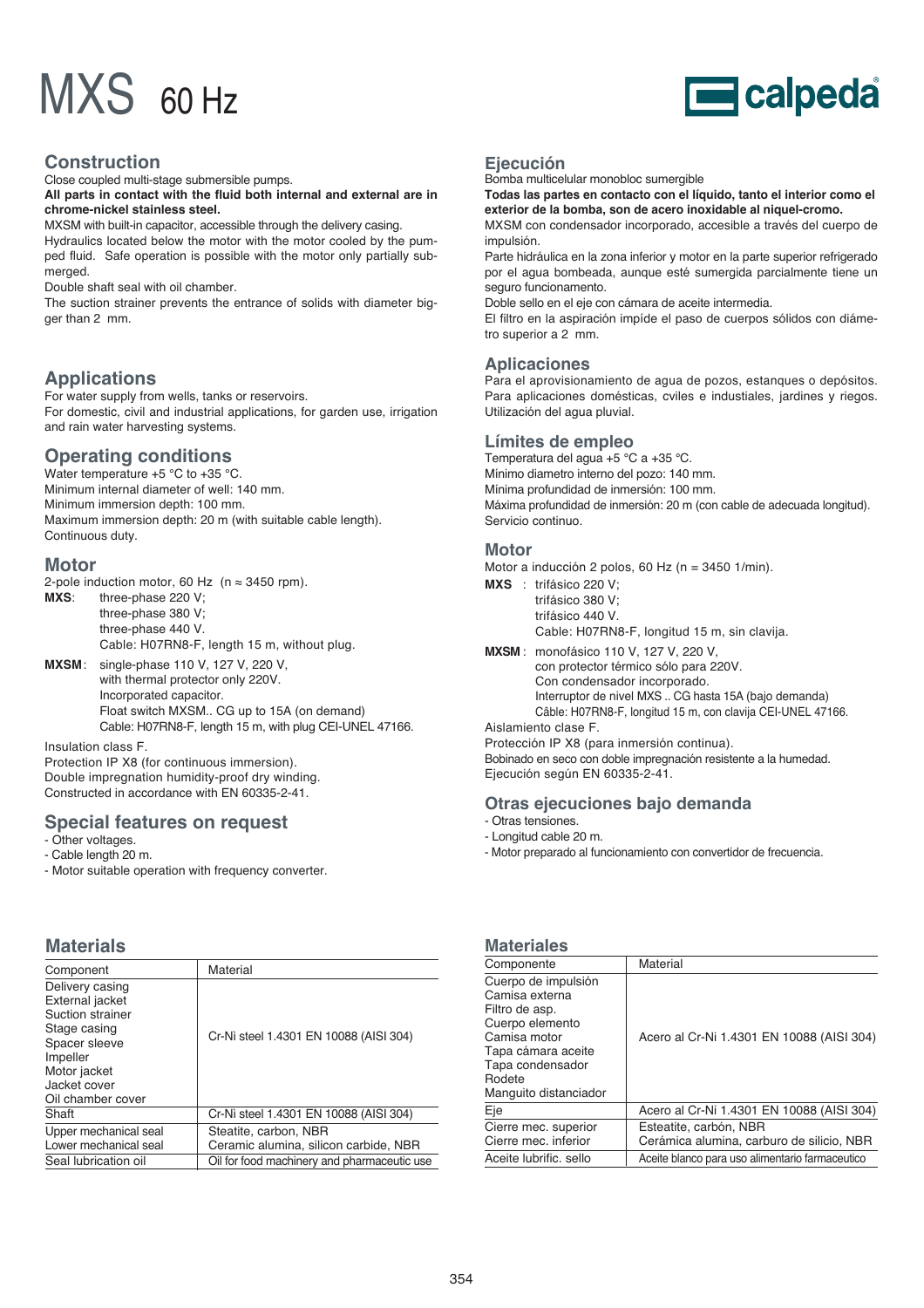# MXS 60 Hz

calpeda

## Construction

Close coupled multi-stage submersible pumps.

**All parts in contact with the fluid both internal and external are in chrome-nickel stainless steel.**

MXSM with built-in capacitor, accessible through the delivery casing.

Hydraulics located below the motor with the motor cooled by the pumped fluid. Safe operation is possible with the motor only partially submerged.

Double shaft seal with oil chamber.

The suction strainer prevents the entrance of solids with diameter bigger than 2 mm.

## Applications

For water supply from wells, tanks or reservoirs.

For domestic, civil and industrial applications, for garden use, irrigation and rain water harvesting systems.

## Operating conditions

Water temperature +5 °C to +35 °C.
Minimum internal diameter of well: 140 mm.
Minimum immersion depth: 100 mm.
Maximum immersion depth: 20 m (with suitable cable length).
Continuous duty.

## Motor

2-pole induction motor, 60 Hz (n ≈ 3450 rpm).

**MXS**: three-phase 220 V;
three-phase 380 V;
three-phase 440 V.
Cable: H07RN8-F, length 15 m, without plug.

**MXSM**: single-phase 110 V, 127 V, 220 V,
with thermal protector only 220V.
Incorporated capacitor.
Float switch MXSM.. CG up to 15A (on demand)
Cable: H07RN8-F, length 15 m, with plug CEI-UNEL 47166.

Insulation class F.
Protection IP X8 (for continuous immersion).
Double impregnation humidity-proof dry winding.
Constructed in accordance with EN 60335-2-41.

## Special features on request

- Other voltages.
- Cable length 20 m.
- Motor suitable operation with frequency converter.

## Materials

| Component | Material |
|---|---|
| Delivery casing<br>External jacket<br>Suction strainer<br>Stage casing<br>Spacer sleeve<br>Impeller<br>Motor jacket<br>Jacket cover<br>Oil chamber cover | Cr-Ni steel 1.4301 EN 10088 (AISI 304) |
| Shaft | Cr-Ni steel 1.4301 EN 10088 (AISI 304) |
| Upper mechanical seal<br>Lower mechanical seal | Steatite, carbon, NBR<br>Ceramic alumina, silicon carbide, NBR |
| Seal lubrication oil | Oil for food machinery and pharmaceutic use |

## Ejecución

Bomba multicelular monobloc sumergible

**Todas las partes en contacto con el líquido, tanto el interior como el exterior de la bomba, son de acero inoxidable al niquel-cromo.**

MXSM con condensador incorporado, accesible a través del cuerpo de impulsión.

Parte hidráulica en la zona inferior y motor en la parte superior refrigerado por el agua bombeada, aunque esté sumergida parcialmente tiene un seguro funcionamento.

Doble sello en el eje con cámara de aceite intermedia.

El filtro en la aspiración impíde el paso de cuerpos sólidos con diámetro superior a 2 mm.

## Aplicaciones

Para el aprovisionamiento de agua de pozos, estanques o depósitos. Para aplicaciones domésticas, cviles e industiales, jardines y riegos. Utilización del agua pluvial.

## Límites de empleo

Temperatura del agua +5 °C a +35 °C.
Mínimo diametro interno del pozo: 140 mm.
Mínima profundidad de inmersión: 100 mm.
Máxima profundidad de inmersión: 20 m (con cable de adecuada longitud).
Servicio continuo.

## Motor

Motor a inducción 2 polos, 60 Hz (n = 3450 1/min).

**MXS** : trifásico 220 V;
trifásico 380 V;
trifásico 440 V.
Cable: H07RN8-F, longitud 15 m, sin clavija.

**MXSM** : monofásico 110 V, 127 V, 220 V,
con protector térmico sólo para 220V.
Con condensador incorporado.
Interruptor de nivel MXS .. CG hasta 15A (bajo demanda)
Câble: H07RN8-F, longitud 15 m, con clavija CEI-UNEL 47166.

Aislamiento clase F.
Protección IP X8 (para inmersión continua).
Bobinado en seco con doble impregnación resistente a la humedad.
Ejecución según EN 60335-2-41.

## Otras ejecuciones bajo demanda

- Otras tensiones.
- Longitud cable 20 m.
- Motor preparado al funcionamiento con convertidor de frecuencia.

## Materiales

| Componente | Material |
|---|---|
| Cuerpo de impulsión<br>Camisa externa<br>Filtro de asp.<br>Cuerpo elemento<br>Camisa motor<br>Tapa cámara aceite<br>Tapa condensador<br>Rodete<br>Manguito distanciador | Acero al Cr-Ni 1.4301 EN 10088 (AISI 304) |
| Eje | Acero al Cr-Ni 1.4301 EN 10088 (AISI 304) |
| Cierre mec. superior<br>Cierre mec. inferior | Esteatite, carbón, NBR<br>Cerámica alumina, carburo de silicio, NBR |
| Aceite lubrific. sello | Aceite blanco para uso alimentario farmaceutico |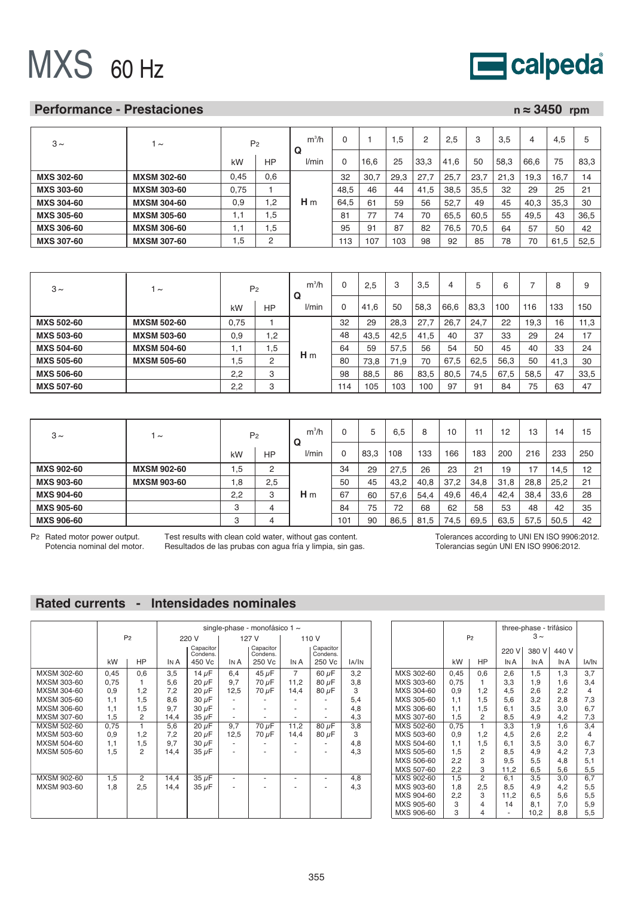# MXS 60 Hz

calpeda

## Performance - Prestaciones

n ≈ 3450 rpm

| 3 ~ | 1 ~ | P2 | | Q | m³/h | 0 | 1 | 1,5 | 2 | 2,5 | 3 | 3,5 | 4 | 4,5 | 5 |
|---|---|---|---|---|---|---|---|---|---|---|---|---|---|---|---|
| | | kW | HP | | l/min | 0 | 16,6 | 25 | 33,3 | 41,6 | 50 | 58,3 | 66,6 | 75 | 83,3 |
| **MXS 302-60** | **MXSM 302-60** | 0,45 | 0,6 | **H** m | | 32 | 30,7 | 29,3 | 27,7 | 25,7 | 23,7 | 21,3 | 19,3 | 16,7 | 14 |
| **MXS 303-60** | **MXSM 303-60** | 0,75 | 1 | | | 48,5 | 46 | 44 | 41,5 | 38,5 | 35,5 | 32 | 29 | 25 | 21 |
| **MXS 304-60** | **MXSM 304-60** | 0,9 | 1,2 | | | 64,5 | 61 | 59 | 56 | 52,7 | 49 | 45 | 40,3 | 35,3 | 30 |
| **MXS 305-60** | **MXSM 305-60** | 1,1 | 1,5 | | | 81 | 77 | 74 | 70 | 65,5 | 60,5 | 55 | 49,5 | 43 | 36,5 |
| **MXS 306-60** | **MXSM 306-60** | 1,1 | 1,5 | | | 95 | 91 | 87 | 82 | 76,5 | 70,5 | 64 | 57 | 50 | 42 |
| **MXS 307-60** | **MXSM 307-60** | 1,5 | 2 | | | 113 | 107 | 103 | 98 | 92 | 85 | 78 | 70 | 61,5 | 52,5 |

| 3 ~ | 1 ~ | P2 | | Q | m³/h | 0 | 2,5 | 3 | 3,5 | 4 | 5 | 6 | 7 | 8 | 9 |
|---|---|---|---|---|---|---|---|---|---|---|---|---|---|---|---|
| | | kW | HP | | l/min | 0 | 41,6 | 50 | 58,3 | 66,6 | 83,3 | 100 | 116 | 133 | 150 |
| **MXS 502-60** | **MXSM 502-60** | 0,75 | 1 | **H** m | | 32 | 29 | 28,3 | 27,7 | 26,7 | 24,7 | 22 | 19,3 | 16 | 11,3 |
| **MXS 503-60** | **MXSM 503-60** | 0,9 | 1,2 | | | 48 | 43,5 | 42,5 | 41,5 | 40 | 37 | 33 | 29 | 24 | 17 |
| **MXS 504-60** | **MXSM 504-60** | 1,1 | 1,5 | | | 64 | 59 | 57,5 | 56 | 54 | 50 | 45 | 40 | 33 | 24 |
| **MXS 505-60** | **MXSM 505-60** | 1,5 | 2 | | | 80 | 73,8 | 71,9 | 70 | 67,5 | 62,5 | 56,3 | 50 | 41,3 | 30 |
| **MXS 506-60** | | 2,2 | 3 | | | 98 | 88,5 | 86 | 83,5 | 80,5 | 74,5 | 67,5 | 58,5 | 47 | 33,5 |
| **MXS 507-60** | | 2,2 | 3 | | | 114 | 105 | 103 | 100 | 97 | 91 | 84 | 75 | 63 | 47 |

| 3 ~ | 1 ~ | P2 | | Q | m³/h | 0 | 5 | 6,5 | 8 | 10 | 11 | 12 | 13 | 14 | 15 |
|---|---|---|---|---|---|---|---|---|---|---|---|---|---|---|---|
| | | kW | HP | | l/min | 0 | 83,3 | 108 | 133 | 166 | 183 | 200 | 216 | 233 | 250 |
| **MXS 902-60** | **MXSM 902-60** | 1,5 | 2 | **H** m | | 34 | 29 | 27,5 | 26 | 23 | 21 | 19 | 17 | 14,5 | 12 |
| **MXS 903-60** | **MXSM 903-60** | 1,8 | 2,5 | | | 50 | 45 | 43,2 | 40,8 | 37,2 | 34,8 | 31,8 | 28,8 | 25,2 | 21 |
| **MXS 904-60** | | 2,2 | 3 | | | 67 | 60 | 57,6 | 54,4 | 49,6 | 46,4 | 42,4 | 38,4 | 33,6 | 28 |
| **MXS 905-60** | | 3 | 4 | | | 84 | 75 | 72 | 68 | 62 | 58 | 53 | 48 | 42 | 35 |
| **MXS 906-60** | | 3 | 4 | | | 101 | 90 | 86,5 | 81,5 | 74,5 | 69,5 | 63,5 | 57,5 | 50,5 | 42 |

P2 Rated motor power output.
Potencia nominal del motor.

Test results with clean cold water, without gas content.
Resultados de las prubas con agua fría y limpia, sin gas.

Tolerances according to UNI EN ISO 9906:2012.
Tolerancias según UNI EN ISO 9906:2012.

## Rated currents - Intensidades nominales

| | P2 | | single-phase - monofásico 1 ~ | | | | | | |
|---|---|---|---|---|---|---|---|---|---|
| | | | 220 V | | 127 V | | 110 V | | |
| | kW | HP | In A | Capacitor Condens. 450 Vc | In A | Capacitor Condens. 250 Vc | In A | Capacitor Condens. 250 Vc | IA/IN |
| MXSM 302-60 | 0,45 | 0,6 | 3,5 | 14 μF | 6,4 | 45 μF | 7 | 60 μF | 3,2 |
| MXSM 303-60 | 0,75 | 1 | 5,6 | 20 μF | 9,7 | 70 μF | 11,2 | 80 μF | 3,8 |
| MXSM 304-60 | 0,9 | 1,2 | 7,2 | 20 μF | 12,5 | 70 μF | 14,4 | 80 μF | 3 |
| MXSM 305-60 | 1,1 | 1,5 | 8,6 | 30 μF | - | - | - | - | 5,4 |
| MXSM 306-60 | 1,1 | 1,5 | 9,7 | 30 μF | - | - | - | - | 4,8 |
| MXSM 307-60 | 1,5 | 2 | 14,4 | 35 μF | - | - | - | - | 4,3 |
| MXSM 502-60 | 0,75 | 1 | 5,6 | 20 μF | 9,7 | 70 μF | 11,2 | 80 μF | 3,8 |
| MXSM 503-60 | 0,9 | 1,2 | 7,2 | 20 μF | 12,5 | 70 μF | 14,4 | 80 μF | 3 |
| MXSM 504-60 | 1,1 | 1,5 | 9,7 | 30 μF | - | - | - | - | 4,8 |
| MXSM 505-60 | 1,5 | 2 | 14,4 | 35 μF | - | - | - | - | 4,3 |
| MXSM 902-60 | 1,5 | 2 | 14,4 | 35 μF | - | - | - | - | 4,8 |
| MXSM 903-60 | 1,8 | 2,5 | 14,4 | 35 μF | - | - | - | - | 4,3 |

| | P2 | | three-phase - trifásico 3 ~ | | | |
|---|---|---|---|---|---|---|
| | | | 220 V | 380 V | 440 V | |
| | kW | HP | In A | In A | In A | IA/IN |
| MXS 302-60 | 0,45 | 0,6 | 2,6 | 1,5 | 1,3 | 3,7 |
| MXS 303-60 | 0,75 | 1 | 3,3 | 1,9 | 1,6 | 3,4 |
| MXS 304-60 | 0,9 | 1,2 | 4,5 | 2,6 | 2,2 | 4 |
| MXS 305-60 | 1,1 | 1,5 | 5,6 | 3,2 | 2,8 | 7,3 |
| MXS 306-60 | 1,1 | 1,5 | 6,1 | 3,5 | 3,0 | 6,7 |
| MXS 307-60 | 1,5 | 2 | 8,5 | 4,9 | 4,2 | 7,3 |
| MXS 502-60 | 0,75 | 1 | 3,3 | 1,9 | 1,6 | 3,4 |
| MXS 503-60 | 0,9 | 1,2 | 4,5 | 2,6 | 2,2 | 4 |
| MXS 504-60 | 1,1 | 1,5 | 6,1 | 3,5 | 3,0 | 6,7 |
| MXS 505-60 | 1,5 | 2 | 8,5 | 4,9 | 4,2 | 7,3 |
| MXS 506-60 | 2,2 | 3 | 9,5 | 5,5 | 4,8 | 5,1 |
| MXS 507-60 | 2,2 | 3 | 11,2 | 6,5 | 5,6 | 5,5 |
| MXS 902-60 | 1,5 | 2 | 6,1 | 3,5 | 3,0 | 6,7 |
| MXS 903-60 | 1,8 | 2,5 | 8,5 | 4,9 | 4,2 | 5,5 |
| MXS 904-60 | 2,2 | 3 | 11,2 | 6,5 | 5,6 | 5,5 |
| MXS 905-60 | 3 | 4 | 14 | 8,1 | 7,0 | 5,9 |
| MXS 906-60 | 3 | 4 | - | 10,2 | 8,8 | 5,5 |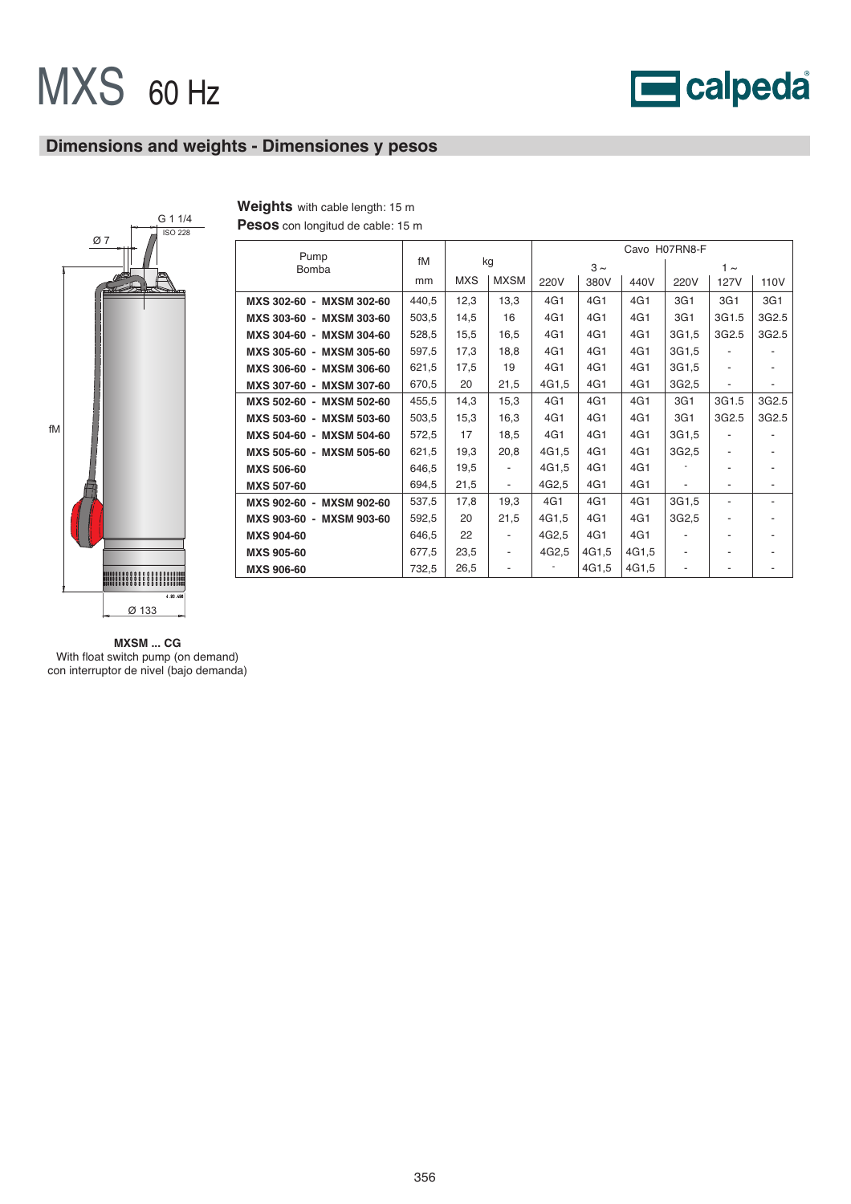# MXS 60 Hz

## Dimensions and weights - Dimensiones y pesos

G 1 1/4
ISO 228
Ø 7
fM
Ø 133

**MXSM ... CG**
With float switch pump (on demand)
con interruptor de nivel (bajo demanda)

**Weights** with cable length: 15 m
**Pesos** con longitud de cable: 15 m

| Pump Bomba | fM | kg | | Cavo H07RN8-F | | | | | |
|---|---|---|---|---|---|---|---|---|---|
| | | | | 3 ~ | | | 1 ~ | | |
| | mm | MXS | MXSM | 220V | 380V | 440V | 220V | 127V | 110V |
| **MXS 302-60 - MXSM 302-60** | 440,5 | 12,3 | 13,3 | 4G1 | 4G1 | 4G1 | 3G1 | 3G1 | 3G1 |
| **MXS 303-60 - MXSM 303-60** | 503,5 | 14,5 | 16 | 4G1 | 4G1 | 4G1 | 3G1 | 3G1.5 | 3G2.5 |
| **MXS 304-60 - MXSM 304-60** | 528,5 | 15,5 | 16,5 | 4G1 | 4G1 | 4G1 | 3G1,5 | 3G2.5 | 3G2.5 |
| **MXS 305-60 - MXSM 305-60** | 597,5 | 17,3 | 18,8 | 4G1 | 4G1 | 4G1 | 3G1,5 | - | - |
| **MXS 306-60 - MXSM 306-60** | 621,5 | 17,5 | 19 | 4G1 | 4G1 | 4G1 | 3G1,5 | - | - |
| **MXS 307-60 - MXSM 307-60** | 670,5 | 20 | 21,5 | 4G1,5 | 4G1 | 4G1 | 3G2,5 | - | - |
| **MXS 502-60 - MXSM 502-60** | 455,5 | 14,3 | 15,3 | 4G1 | 4G1 | 4G1 | 3G1 | 3G1.5 | 3G2.5 |
| **MXS 503-60 - MXSM 503-60** | 503,5 | 15,3 | 16,3 | 4G1 | 4G1 | 4G1 | 3G1 | 3G2.5 | 3G2.5 |
| **MXS 504-60 - MXSM 504-60** | 572,5 | 17 | 18,5 | 4G1 | 4G1 | 4G1 | 3G1,5 | - | - |
| **MXS 505-60 - MXSM 505-60** | 621,5 | 19,3 | 20,8 | 4G1,5 | 4G1 | 4G1 | 3G2,5 | - | - |
| **MXS 506-60** | 646,5 | 19,5 | - | 4G1,5 | 4G1 | 4G1 | - | - | - |
| **MXS 507-60** | 694,5 | 21,5 | - | 4G2,5 | 4G1 | 4G1 | - | - | - |
| **MXS 902-60 - MXSM 902-60** | 537,5 | 17,8 | 19,3 | 4G1 | 4G1 | 4G1 | 3G1,5 | - | - |
| **MXS 903-60 - MXSM 903-60** | 592,5 | 20 | 21,5 | 4G1,5 | 4G1 | 4G1 | 3G2,5 | - | - |
| **MXS 904-60** | 646,5 | 22 | - | 4G2,5 | 4G1 | 4G1 | - | - | - |
| **MXS 905-60** | 677,5 | 23,5 | - | 4G2,5 | 4G1,5 | 4G1,5 | - | - | - |
| **MXS 906-60** | 732,5 | 26,5 | - | - | 4G1,5 | 4G1,5 | - | - | - |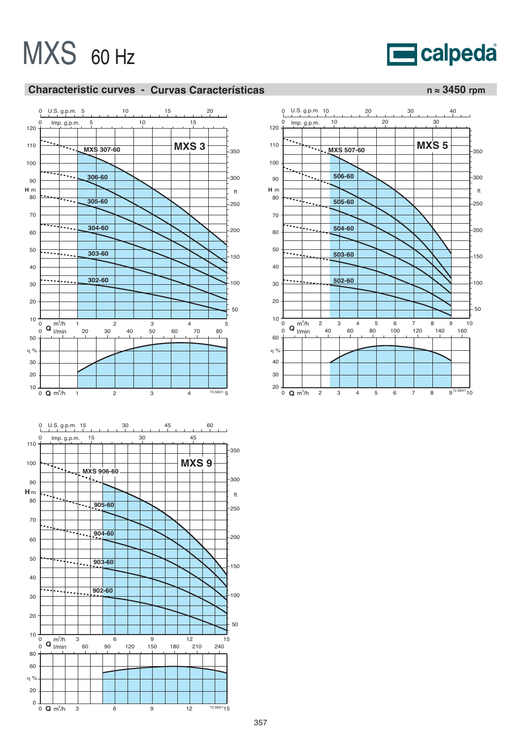# MXS 60 Hz

calpeda

## Characteristic curves - Curvas Características

n ≈ 3450 rpm

### MXS 3

U.S. g.p.m.: 0, 5, 10, 15, 20
Imp. g.p.m.: 0, 5, 10, 15

H m: 10, 20, 30, 40, 50, 60, 70, 80, 90, 100, 110, 120
ft: 50, 100, 150, 200, 250, 300, 350

MXS 307-60
306-60
305-60
304-60
303-60
302-60

Q m³/h: 0, 1, 2, 3, 4, 5
Q l/min: 0, 20, 30, 40, 50, 60, 70, 80

η %: 10, 20, 30, 40, 50

Q m³/h: 0, 1, 2, 3, 4, 5

72.583/1

### MXS 5

U.S. g.p.m.: 0, 10, 20, 30, 40
Imp. g.p.m.: 0, 10, 20, 30

H m: 10, 20, 30, 40, 50, 60, 70, 80, 90, 100, 110, 120
ft: 50, 100, 150, 200, 250, 300, 350

MXS 507-60
506-60
505-60
504-60
503-60
502-60

Q m³/h: 0, 2, 3, 4, 5, 6, 7, 8, 9, 10
Q l/min: 0, 40, 60, 80, 100, 120, 140, 160

η %: 20, 30, 40, 50, 60

Q m³/h: 0, 2, 3, 4, 5, 6, 7, 8, 9, 10

72.584/1

### MXS 9

U.S. g.p.m.: 0, 15, 30, 45, 60
Imp. g.p.m.: 0, 15, 30, 45

H m: 10, 20, 30, 40, 50, 60, 70, 80, 90, 100, 110
ft: 50, 100, 150, 200, 250, 300, 350

MXS 906-60
905-60
904-60
903-60
902-60

Q m³/h: 0, 3, 6, 9, 12, 15
Q l/min: 0, 60, 90, 120, 150, 180, 210, 240

η %: 0, 20, 40, 60, 80

Q m³/h: 0, 3, 6, 9, 12, 15

72.583/1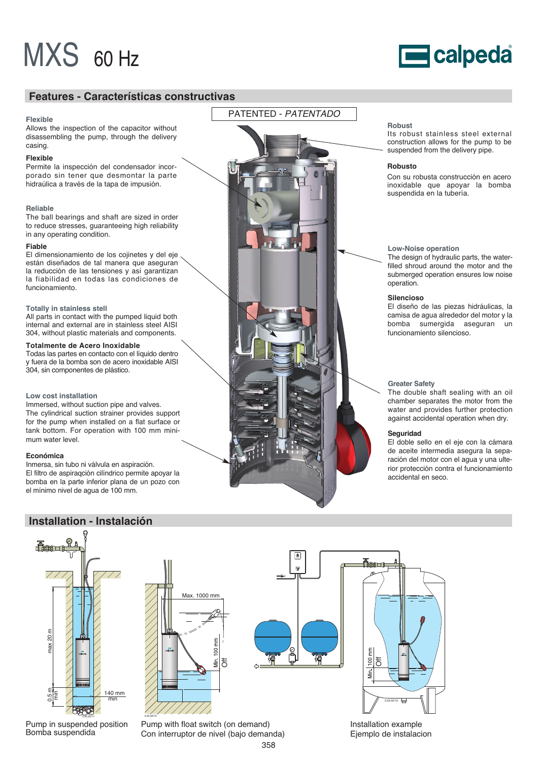# MXS 60 Hz

calpeda

## Features - Características constructivas

PATENTED - *PATENTADO*

**Flexible**
Allows the inspection of the capacitor without disassembling the pump, through the delivery casing.

**Flexible**
Permite la inspección del condensador incorporado sin tener que desmontar la parte hidraúlica a través de la tapa de impusión.

**Reliable**
The ball bearings and shaft are sized in order to reduce stresses, guaranteeing high reliability in any operating condition.

**Fiable**
El dimensionamiento de los cojinetes y del eje están diseñados de tal manera que aseguran la reducción de las tensiones y así garantizan la fiabilidad en todas las condiciones de funcionamiento.

**Totally in stainless stell**
All parts in contact with the pumped liquid both internal and external are in stainless steel AISI 304, without plastic materials and components.

**Totalmente de Acero Inoxidable**
Todas las partes en contacto con el líquido dentro y fuera de la bomba son de acero inoxidable AISI 304, sin componentes de plástico.

**Low cost installation**
Immersed, without suction pipe and valves.
The cylindrical suction strainer provides support for the pump when installed on a flat surface or tank bottom. For operation with 100 mm minimum water level.

**Económica**
Inmersa, sin tubo ni válvula en aspiración.
El filtro de aspiraqción cilíndrico permite apoyar la bomba en la parte inferior plana de un pozo con el mínimo nivel de agua de 100 mm.

**Robust**
Its robust stainless steel external construction allows for the pump to be suspended from the delivery pipe.

**Robusto**
Con su robusta construcción en acero inoxidable que apoyar la bomba suspendida en la tubería.

**Low-Noise operation**
The design of hydraulic parts, the water-filled shroud around the motor and the submerged operation ensures low noise operation.

**Silencioso**
El diseño de las piezas hidráulicas, la camisa de agua alrededor del motor y la bomba sumergida aseguran un funcionamiento silencioso.

**Greater Safety**
The double shaft sealing with an oil chamber separates the motor from the water and provides further protection against accidental operation when dry.

**Seguridad**
El doble sello en el eje con la cámara de aceite intermedia asegura la separación del motor con el agua y una ulterior protección contra el funcionamiento accidental en seco.

## Installation - Instalación

max 20 m
0.5 m min
140 mm min

Pump in suspended position
Bomba suspendida

Max. 1000 mm
Min. 100 mm
Off

Pump with float switch (on demand)
Con interruptor de nivel (bajo demanda)

Min. 100 mm
Off

Installation example
Ejemplo de instalacion